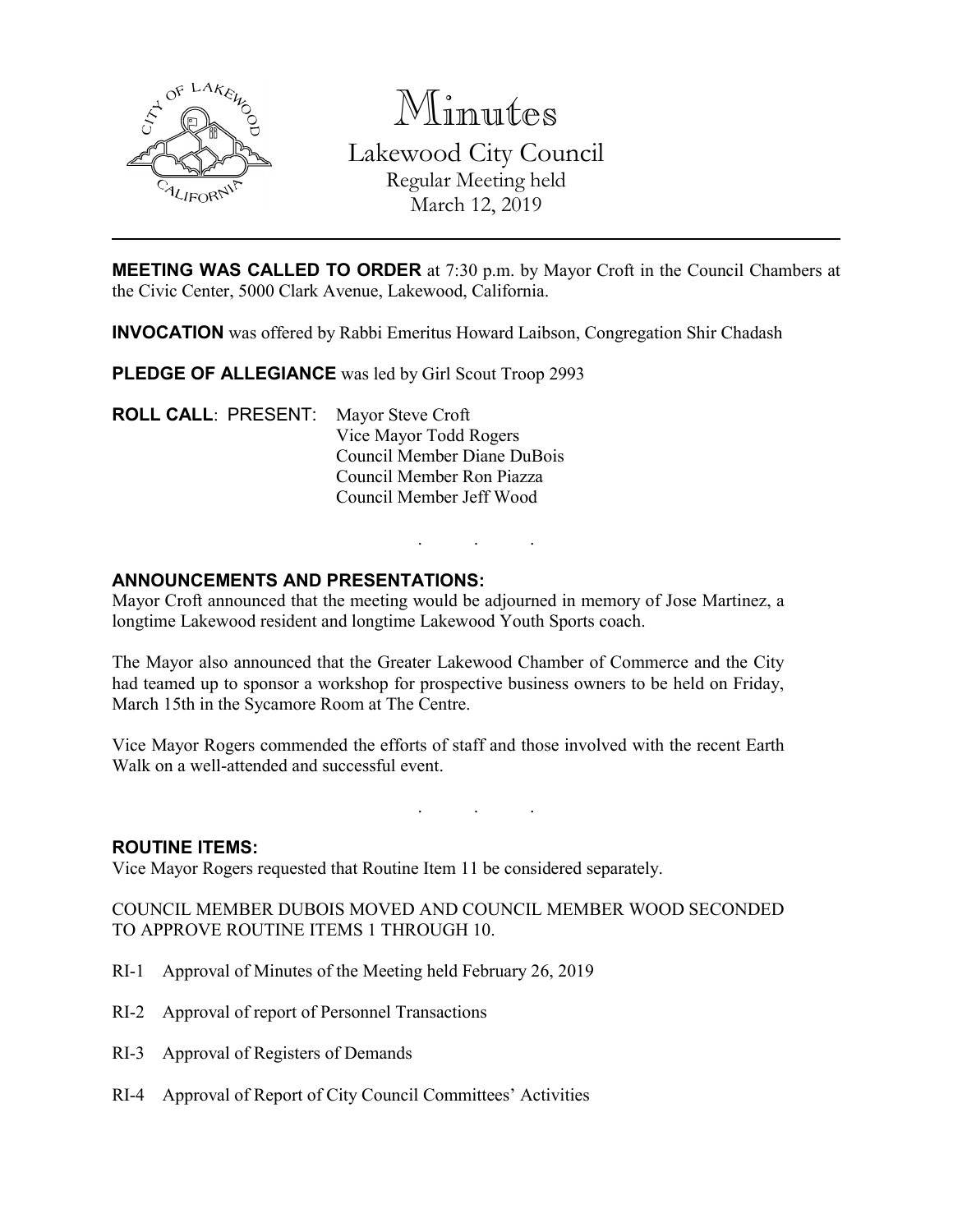# Minutes

## Lakewood City Council

Regular Meeting held
March 12, 2019

**MEETING WAS CALLED TO ORDER** at 7:30 p.m. by Mayor Croft in the Council Chambers at the Civic Center, 5000 Clark Avenue, Lakewood, California.

**INVOCATION** was offered by Rabbi Emeritus Howard Laibson, Congregation Shir Chadash

**PLEDGE OF ALLEGIANCE** was led by Girl Scout Troop 2993

**ROLL CALL**: PRESENT: Mayor Steve Croft
Vice Mayor Todd Rogers
Council Member Diane DuBois
Council Member Ron Piazza
Council Member Jeff Wood

. . .

**ANNOUNCEMENTS AND PRESENTATIONS:**

Mayor Croft announced that the meeting would be adjourned in memory of Jose Martinez, a longtime Lakewood resident and longtime Lakewood Youth Sports coach.

The Mayor also announced that the Greater Lakewood Chamber of Commerce and the City had teamed up to sponsor a workshop for prospective business owners to be held on Friday, March 15th in the Sycamore Room at The Centre.

Vice Mayor Rogers commended the efforts of staff and those involved with the recent Earth Walk on a well-attended and successful event.

. . .

**ROUTINE ITEMS:**

Vice Mayor Rogers requested that Routine Item 11 be considered separately.

COUNCIL MEMBER DUBOIS MOVED AND COUNCIL MEMBER WOOD SECONDED TO APPROVE ROUTINE ITEMS 1 THROUGH 10.

RI-1 Approval of Minutes of the Meeting held February 26, 2019

RI-2 Approval of report of Personnel Transactions

RI-3 Approval of Registers of Demands

RI-4 Approval of Report of City Council Committees' Activities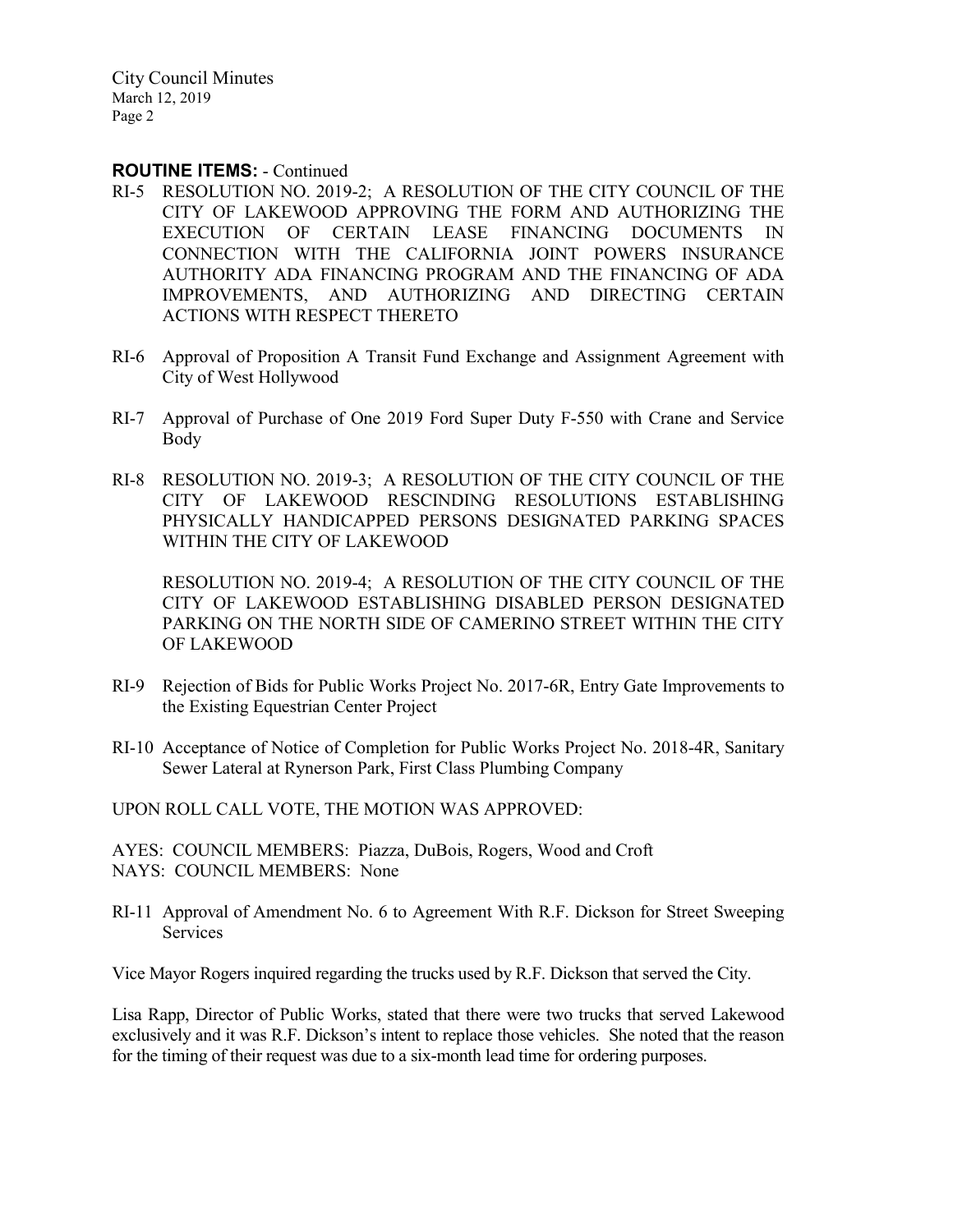**ROUTINE ITEMS:** - Continued

RI-5 RESOLUTION NO. 2019-2; A RESOLUTION OF THE CITY COUNCIL OF THE CITY OF LAKEWOOD APPROVING THE FORM AND AUTHORIZING THE EXECUTION OF CERTAIN LEASE FINANCING DOCUMENTS IN CONNECTION WITH THE CALIFORNIA JOINT POWERS INSURANCE AUTHORITY ADA FINANCING PROGRAM AND THE FINANCING OF ADA IMPROVEMENTS, AND AUTHORIZING AND DIRECTING CERTAIN ACTIONS WITH RESPECT THERETO

RI-6 Approval of Proposition A Transit Fund Exchange and Assignment Agreement with City of West Hollywood

RI-7 Approval of Purchase of One 2019 Ford Super Duty F-550 with Crane and Service Body

RI-8 RESOLUTION NO. 2019-3; A RESOLUTION OF THE CITY COUNCIL OF THE CITY OF LAKEWOOD RESCINDING RESOLUTIONS ESTABLISHING PHYSICALLY HANDICAPPED PERSONS DESIGNATED PARKING SPACES WITHIN THE CITY OF LAKEWOOD

RESOLUTION NO. 2019-4; A RESOLUTION OF THE CITY COUNCIL OF THE CITY OF LAKEWOOD ESTABLISHING DISABLED PERSON DESIGNATED PARKING ON THE NORTH SIDE OF CAMERINO STREET WITHIN THE CITY OF LAKEWOOD

RI-9 Rejection of Bids for Public Works Project No. 2017-6R, Entry Gate Improvements to the Existing Equestrian Center Project

RI-10 Acceptance of Notice of Completion for Public Works Project No. 2018-4R, Sanitary Sewer Lateral at Rynerson Park, First Class Plumbing Company

UPON ROLL CALL VOTE, THE MOTION WAS APPROVED:

AYES: COUNCIL MEMBERS: Piazza, DuBois, Rogers, Wood and Croft
NAYS: COUNCIL MEMBERS: None

RI-11 Approval of Amendment No. 6 to Agreement With R.F. Dickson for Street Sweeping Services

Vice Mayor Rogers inquired regarding the trucks used by R.F. Dickson that served the City.

Lisa Rapp, Director of Public Works, stated that there were two trucks that served Lakewood exclusively and it was R.F. Dickson's intent to replace those vehicles. She noted that the reason for the timing of their request was due to a six-month lead time for ordering purposes.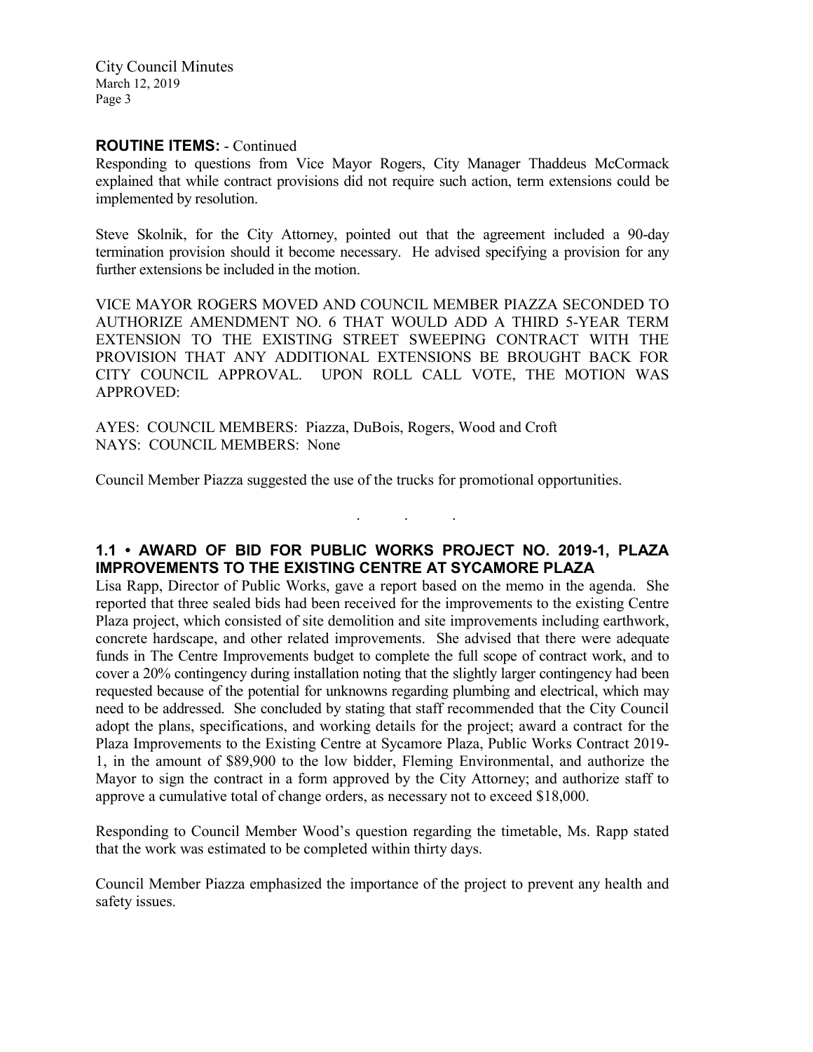## ROUTINE ITEMS: - Continued

Responding to questions from Vice Mayor Rogers, City Manager Thaddeus McCormack explained that while contract provisions did not require such action, term extensions could be implemented by resolution.

Steve Skolnik, for the City Attorney, pointed out that the agreement included a 90-day termination provision should it become necessary. He advised specifying a provision for any further extensions be included in the motion.

VICE MAYOR ROGERS MOVED AND COUNCIL MEMBER PIAZZA SECONDED TO AUTHORIZE AMENDMENT NO. 6 THAT WOULD ADD A THIRD 5-YEAR TERM EXTENSION TO THE EXISTING STREET SWEEPING CONTRACT WITH THE PROVISION THAT ANY ADDITIONAL EXTENSIONS BE BROUGHT BACK FOR CITY COUNCIL APPROVAL. UPON ROLL CALL VOTE, THE MOTION WAS APPROVED:

AYES: COUNCIL MEMBERS: Piazza, DuBois, Rogers, Wood and Croft
NAYS: COUNCIL MEMBERS: None

Council Member Piazza suggested the use of the trucks for promotional opportunities.

. . .

## 1.1 • AWARD OF BID FOR PUBLIC WORKS PROJECT NO. 2019-1, PLAZA IMPROVEMENTS TO THE EXISTING CENTRE AT SYCAMORE PLAZA

Lisa Rapp, Director of Public Works, gave a report based on the memo in the agenda. She reported that three sealed bids had been received for the improvements to the existing Centre Plaza project, which consisted of site demolition and site improvements including earthwork, concrete hardscape, and other related improvements. She advised that there were adequate funds in The Centre Improvements budget to complete the full scope of contract work, and to cover a 20% contingency during installation noting that the slightly larger contingency had been requested because of the potential for unknowns regarding plumbing and electrical, which may need to be addressed. She concluded by stating that staff recommended that the City Council adopt the plans, specifications, and working details for the project; award a contract for the Plaza Improvements to the Existing Centre at Sycamore Plaza, Public Works Contract 2019-1, in the amount of $89,900 to the low bidder, Fleming Environmental, and authorize the Mayor to sign the contract in a form approved by the City Attorney; and authorize staff to approve a cumulative total of change orders, as necessary not to exceed $18,000.

Responding to Council Member Wood's question regarding the timetable, Ms. Rapp stated that the work was estimated to be completed within thirty days.

Council Member Piazza emphasized the importance of the project to prevent any health and safety issues.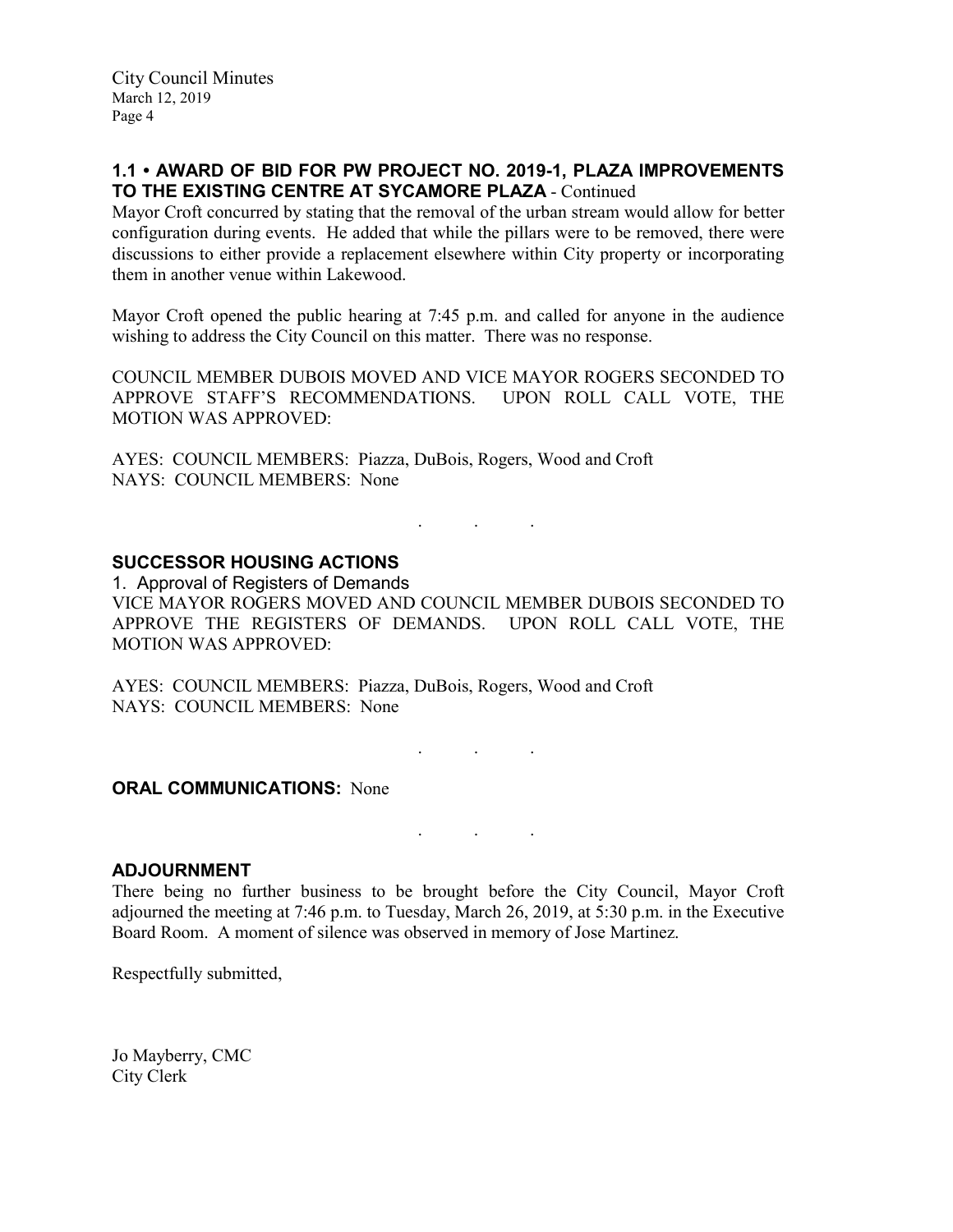### 1.1 • AWARD OF BID FOR PW PROJECT NO. 2019-1, PLAZA IMPROVEMENTS TO THE EXISTING CENTRE AT SYCAMORE PLAZA - Continued

Mayor Croft concurred by stating that the removal of the urban stream would allow for better configuration during events. He added that while the pillars were to be removed, there were discussions to either provide a replacement elsewhere within City property or incorporating them in another venue within Lakewood.

Mayor Croft opened the public hearing at 7:45 p.m. and called for anyone in the audience wishing to address the City Council on this matter. There was no response.

COUNCIL MEMBER DUBOIS MOVED AND VICE MAYOR ROGERS SECONDED TO APPROVE STAFF'S RECOMMENDATIONS. UPON ROLL CALL VOTE, THE MOTION WAS APPROVED:

AYES: COUNCIL MEMBERS: Piazza, DuBois, Rogers, Wood and Croft
NAYS: COUNCIL MEMBERS: None

. . .

### SUCCESSOR HOUSING ACTIONS

1. Approval of Registers of Demands

VICE MAYOR ROGERS MOVED AND COUNCIL MEMBER DUBOIS SECONDED TO APPROVE THE REGISTERS OF DEMANDS. UPON ROLL CALL VOTE, THE MOTION WAS APPROVED:

AYES: COUNCIL MEMBERS: Piazza, DuBois, Rogers, Wood and Croft
NAYS: COUNCIL MEMBERS: None

. . .

**ORAL COMMUNICATIONS:** None

. . .

### ADJOURNMENT

There being no further business to be brought before the City Council, Mayor Croft adjourned the meeting at 7:46 p.m. to Tuesday, March 26, 2019, at 5:30 p.m. in the Executive Board Room. A moment of silence was observed in memory of Jose Martinez.

Respectfully submitted,

Jo Mayberry, CMC
City Clerk